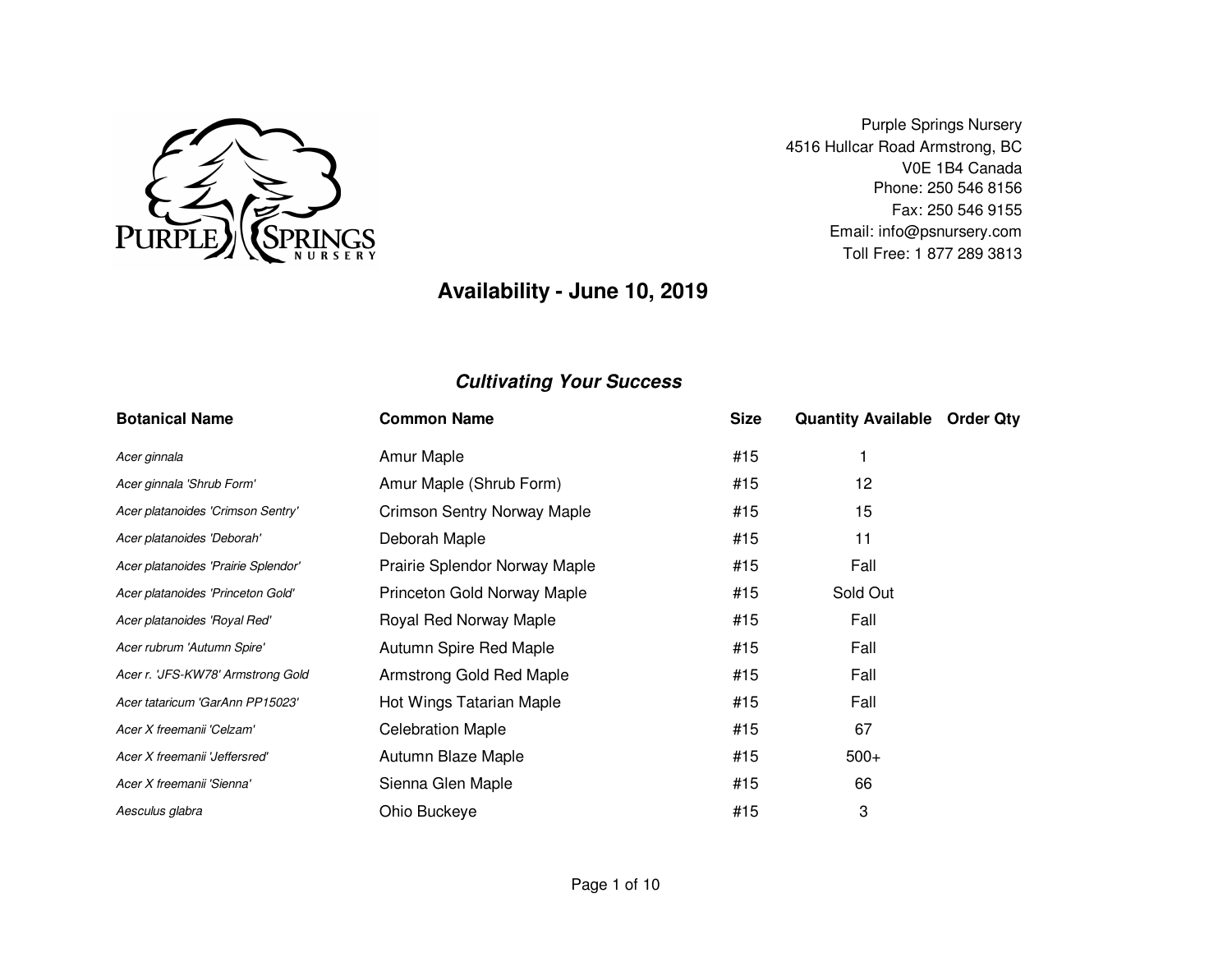Purple Springs Nursery
4516 Hullcar Road Armstrong, BC
V0E 1B4 Canada
Phone: 250 546 8156
Fax: 250 546 9155
Email: info@psnursery.com
Toll Free: 1 877 289 3813

# Availability - June 10, 2019

## *Cultivating Your Success*

| Botanical Name | Common Name | Size | Quantity Available | Order Qty |
|---|---|---|---|---|
| *Acer ginnala* | Amur Maple | #15 | 1 | |
| *Acer ginnala 'Shrub Form'* | Amur Maple (Shrub Form) | #15 | 12 | |
| *Acer platanoides 'Crimson Sentry'* | Crimson Sentry Norway Maple | #15 | 15 | |
| *Acer platanoides 'Deborah'* | Deborah Maple | #15 | 11 | |
| *Acer platanoides 'Prairie Splendor'* | Prairie Splendor Norway Maple | #15 | Fall | |
| *Acer platanoides 'Princeton Gold'* | Princeton Gold Norway Maple | #15 | Sold Out | |
| *Acer platanoides 'Royal Red'* | Royal Red Norway Maple | #15 | Fall | |
| *Acer rubrum 'Autumn Spire'* | Autumn Spire Red Maple | #15 | Fall | |
| *Acer r. 'JFS-KW78' Armstrong Gold* | Armstrong Gold Red Maple | #15 | Fall | |
| *Acer tataricum 'GarAnn PP15023'* | Hot Wings Tatarian Maple | #15 | Fall | |
| *Acer X freemanii 'Celzam'* | Celebration Maple | #15 | 67 | |
| *Acer X freemanii 'Jeffersred'* | Autumn Blaze Maple | #15 | 500+ | |
| *Acer X freemanii 'Sienna'* | Sienna Glen Maple | #15 | 66 | |
| *Aesculus glabra* | Ohio Buckeye | #15 | 3 | |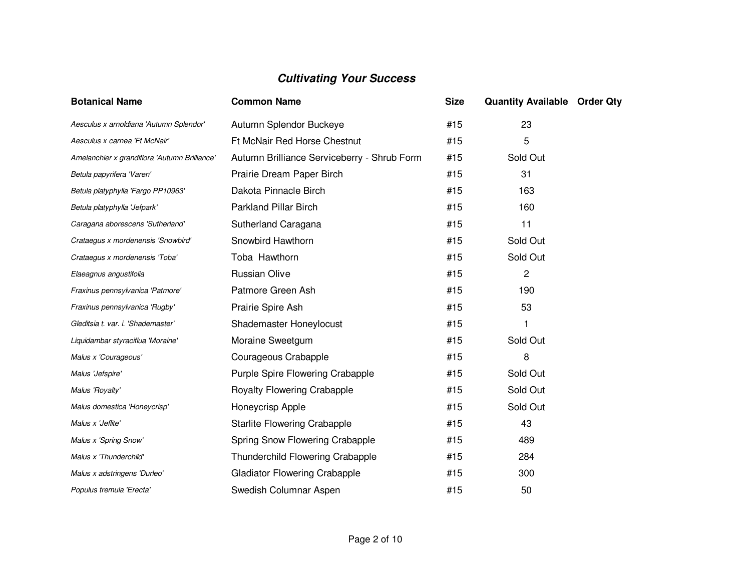## *Cultivating Your Success*

| Botanical Name | Common Name | Size | Quantity Available | Order Qty |
|---|---|---|---|---|
| *Aesculus x arnoldiana 'Autumn Splendor'* | Autumn Splendor Buckeye | #15 | 23 | |
| *Aesculus x carnea 'Ft McNair'* | Ft McNair Red Horse Chestnut | #15 | 5 | |
| *Amelanchier x grandiflora 'Autumn Brilliance'* | Autumn Brilliance Serviceberry - Shrub Form | #15 | Sold Out | |
| *Betula papyrifera 'Varen'* | Prairie Dream Paper Birch | #15 | 31 | |
| *Betula platyphylla 'Fargo PP10963'* | Dakota Pinnacle Birch | #15 | 163 | |
| *Betula platyphylla 'Jefpark'* | Parkland Pillar Birch | #15 | 160 | |
| *Caragana aborescens 'Sutherland'* | Sutherland Caragana | #15 | 11 | |
| *Crataegus x mordenensis 'Snowbird'* | Snowbird Hawthorn | #15 | Sold Out | |
| *Crataegus x mordenensis 'Toba'* | Toba Hawthorn | #15 | Sold Out | |
| *Elaeagnus angustifolia* | Russian Olive | #15 | 2 | |
| *Fraxinus pennsylvanica 'Patmore'* | Patmore Green Ash | #15 | 190 | |
| *Fraxinus pennsylvanica 'Rugby'* | Prairie Spire Ash | #15 | 53 | |
| *Gleditsia t. var. i. 'Shademaster'* | Shademaster Honeylocust | #15 | 1 | |
| *Liquidambar styraciflua 'Moraine'* | Moraine Sweetgum | #15 | Sold Out | |
| *Malus x 'Courageous'* | Courageous Crabapple | #15 | 8 | |
| *Malus 'Jefspire'* | Purple Spire Flowering Crabapple | #15 | Sold Out | |
| *Malus 'Royalty'* | Royalty Flowering Crabapple | #15 | Sold Out | |
| *Malus domestica 'Honeycrisp'* | Honeycrisp Apple | #15 | Sold Out | |
| *Malus x 'Jeflite'* | Starlite Flowering Crabapple | #15 | 43 | |
| *Malus x 'Spring Snow'* | Spring Snow Flowering Crabapple | #15 | 489 | |
| *Malus x 'Thunderchild'* | Thunderchild Flowering Crabapple | #15 | 284 | |
| *Malus x adstringens 'Durleo'* | Gladiator Flowering Crabapple | #15 | 300 | |
| *Populus tremula 'Erecta'* | Swedish Columnar Aspen | #15 | 50 | |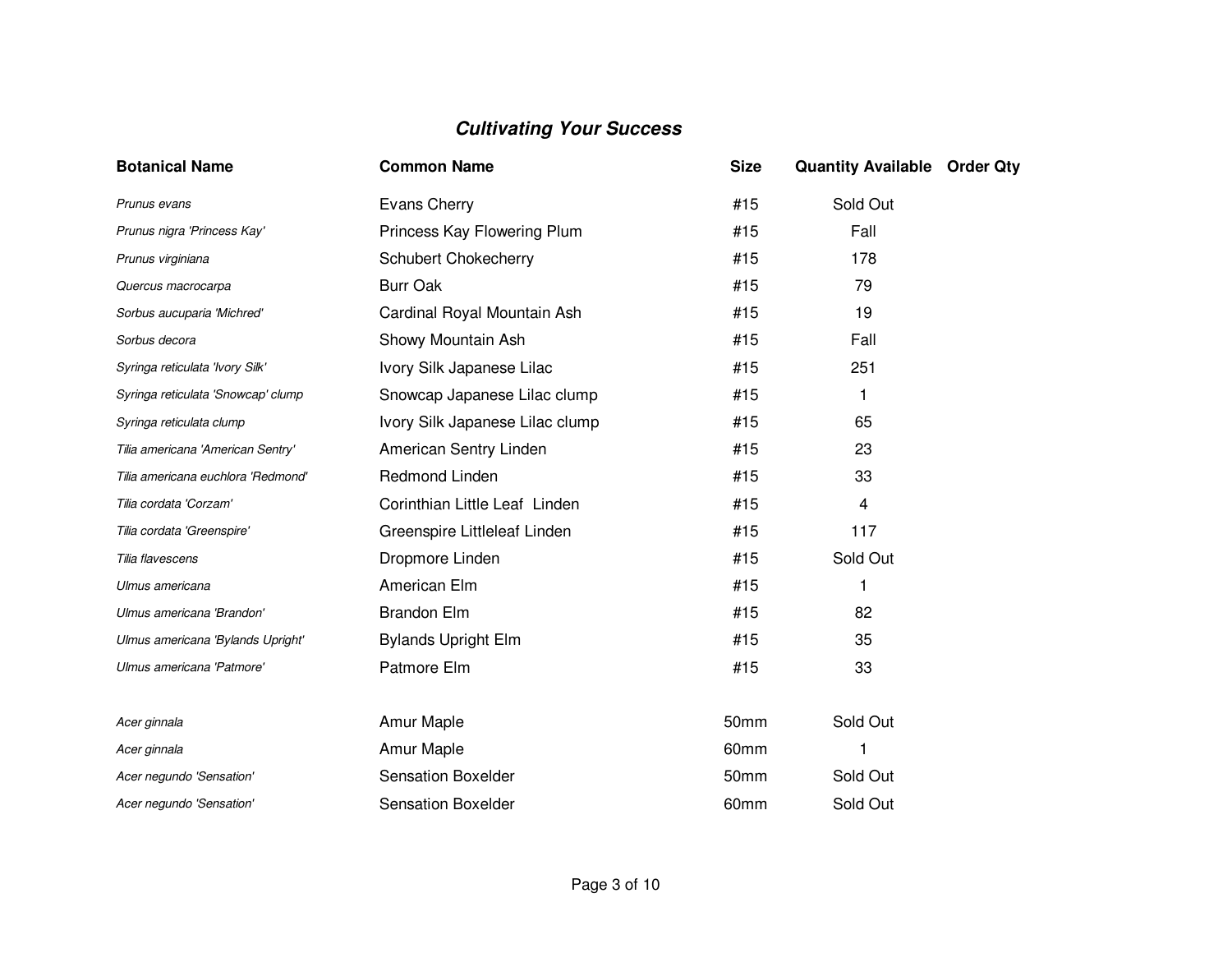### ***Cultivating Your Success***

| Botanical Name | Common Name | Size | Quantity Available | Order Qty |
|---|---|---|---|---|
| *Prunus evans* | Evans Cherry | #15 | Sold Out | |
| *Prunus nigra 'Princess Kay'* | Princess Kay Flowering Plum | #15 | Fall | |
| *Prunus virginiana* | Schubert Chokecherry | #15 | 178 | |
| *Quercus macrocarpa* | Burr Oak | #15 | 79 | |
| *Sorbus aucuparia 'Michred'* | Cardinal Royal Mountain Ash | #15 | 19 | |
| *Sorbus decora* | Showy Mountain Ash | #15 | Fall | |
| *Syringa reticulata 'Ivory Silk'* | Ivory Silk Japanese Lilac | #15 | 251 | |
| *Syringa reticulata 'Snowcap' clump* | Snowcap Japanese Lilac clump | #15 | 1 | |
| *Syringa reticulata clump* | Ivory Silk Japanese Lilac clump | #15 | 65 | |
| *Tilia americana 'American Sentry'* | American Sentry Linden | #15 | 23 | |
| *Tilia americana euchlora 'Redmond'* | Redmond Linden | #15 | 33 | |
| *Tilia cordata 'Corzam'* | Corinthian Little Leaf Linden | #15 | 4 | |
| *Tilia cordata 'Greenspire'* | Greenspire Littleleaf Linden | #15 | 117 | |
| *Tilia flavescens* | Dropmore Linden | #15 | Sold Out | |
| *Ulmus americana* | American Elm | #15 | 1 | |
| *Ulmus americana 'Brandon'* | Brandon Elm | #15 | 82 | |
| *Ulmus americana 'Bylands Upright'* | Bylands Upright Elm | #15 | 35 | |
| *Ulmus americana 'Patmore'* | Patmore Elm | #15 | 33 | |
| | | | | |
| *Acer ginnala* | Amur Maple | 50mm | Sold Out | |
| *Acer ginnala* | Amur Maple | 60mm | 1 | |
| *Acer negundo 'Sensation'* | Sensation Boxelder | 50mm | Sold Out | |
| *Acer negundo 'Sensation'* | Sensation Boxelder | 60mm | Sold Out | |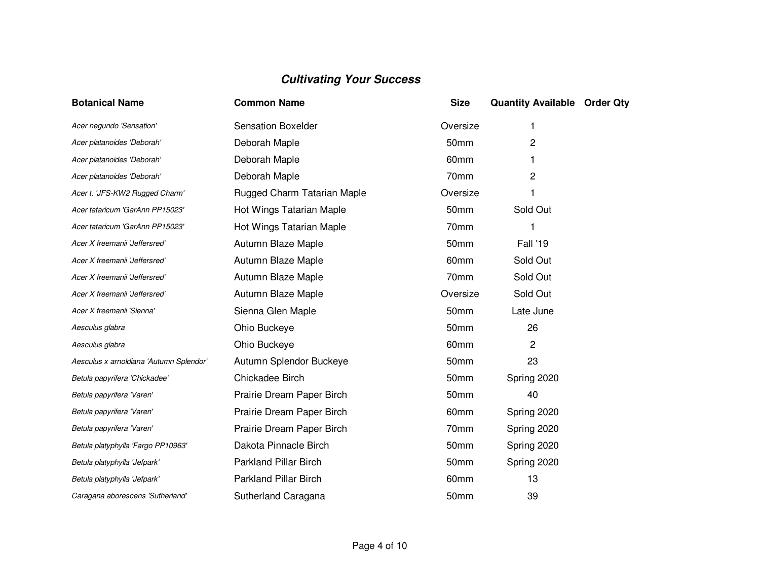## *Cultivating Your Success*

| Botanical Name | Common Name | Size | Quantity Available | Order Qty |
|---|---|---|---|---|
| *Acer negundo 'Sensation'* | Sensation Boxelder | Oversize | 1 | |
| *Acer platanoides 'Deborah'* | Deborah Maple | 50mm | 2 | |
| *Acer platanoides 'Deborah'* | Deborah Maple | 60mm | 1 | |
| *Acer platanoides 'Deborah'* | Deborah Maple | 70mm | 2 | |
| *Acer t. 'JFS-KW2 Rugged Charm'* | Rugged Charm Tatarian Maple | Oversize | 1 | |
| *Acer tataricum 'GarAnn PP15023'* | Hot Wings Tatarian Maple | 50mm | Sold Out | |
| *Acer tataricum 'GarAnn PP15023'* | Hot Wings Tatarian Maple | 70mm | 1 | |
| *Acer X freemanii 'Jeffersred'* | Autumn Blaze Maple | 50mm | Fall '19 | |
| *Acer X freemanii 'Jeffersred'* | Autumn Blaze Maple | 60mm | Sold Out | |
| *Acer X freemanii 'Jeffersred'* | Autumn Blaze Maple | 70mm | Sold Out | |
| *Acer X freemanii 'Jeffersred'* | Autumn Blaze Maple | Oversize | Sold Out | |
| *Acer X freemanii 'Sienna'* | Sienna Glen Maple | 50mm | Late June | |
| *Aesculus glabra* | Ohio Buckeye | 50mm | 26 | |
| *Aesculus glabra* | Ohio Buckeye | 60mm | 2 | |
| *Aesculus x arnoldiana 'Autumn Splendor'* | Autumn Splendor Buckeye | 50mm | 23 | |
| *Betula papyrifera 'Chickadee'* | Chickadee Birch | 50mm | Spring 2020 | |
| *Betula papyrifera 'Varen'* | Prairie Dream Paper Birch | 50mm | 40 | |
| *Betula papyrifera 'Varen'* | Prairie Dream Paper Birch | 60mm | Spring 2020 | |
| *Betula papyrifera 'Varen'* | Prairie Dream Paper Birch | 70mm | Spring 2020 | |
| *Betula platyphylla 'Fargo PP10963'* | Dakota Pinnacle Birch | 50mm | Spring 2020 | |
| *Betula platyphylla 'Jefpark'* | Parkland Pillar Birch | 50mm | Spring 2020 | |
| *Betula platyphylla 'Jefpark'* | Parkland Pillar Birch | 60mm | 13 | |
| *Caragana aborescens 'Sutherland'* | Sutherland Caragana | 50mm | 39 | |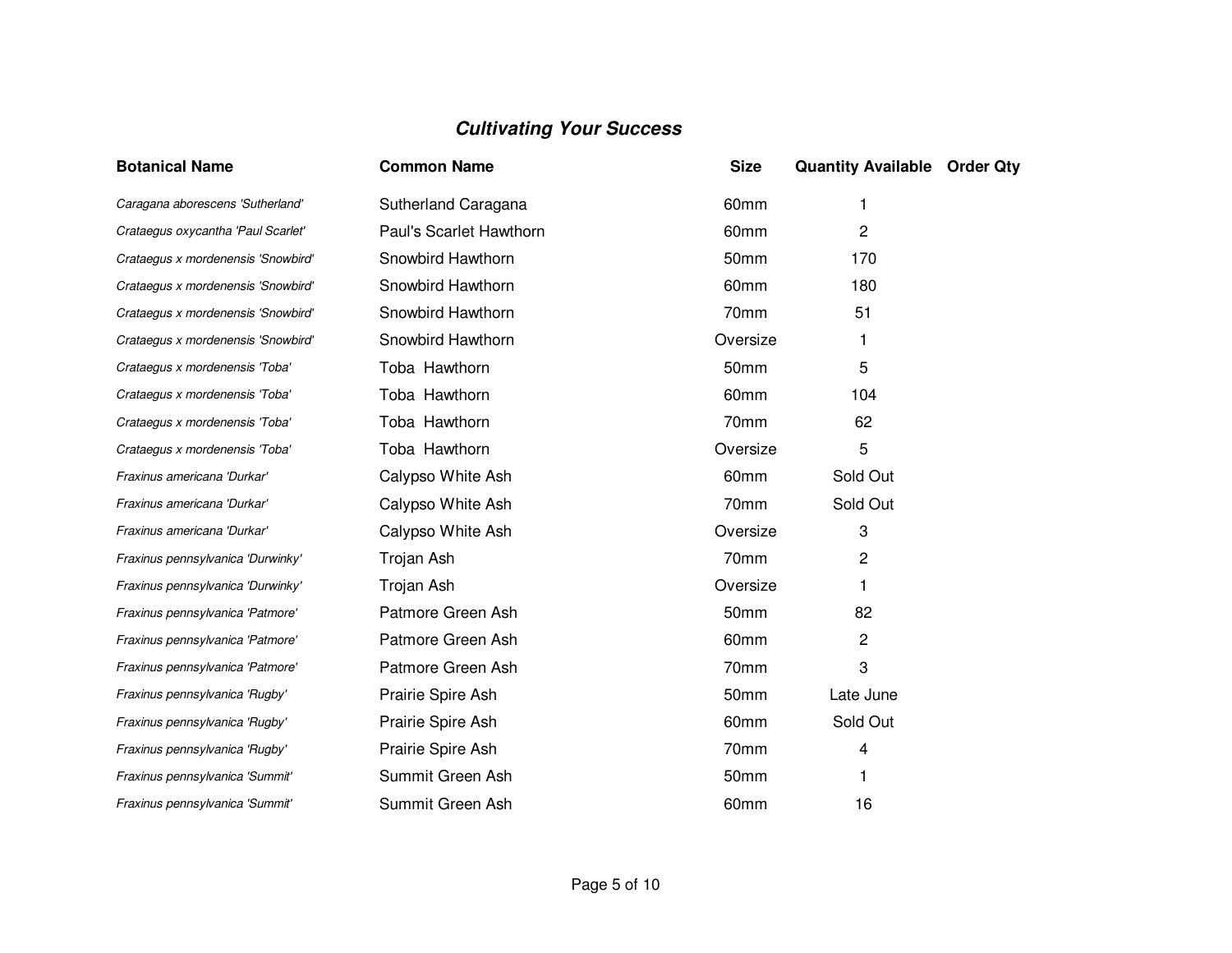## *Cultivating Your Success*

| Botanical Name | Common Name | Size | Quantity Available | Order Qty |
|---|---|---|---|---|
| *Caragana aborescens 'Sutherland'* | Sutherland Caragana | 60mm | 1 | |
| *Crataegus oxycantha 'Paul Scarlet'* | Paul's Scarlet Hawthorn | 60mm | 2 | |
| *Crataegus x mordenensis 'Snowbird'* | Snowbird Hawthorn | 50mm | 170 | |
| *Crataegus x mordenensis 'Snowbird'* | Snowbird Hawthorn | 60mm | 180 | |
| *Crataegus x mordenensis 'Snowbird'* | Snowbird Hawthorn | 70mm | 51 | |
| *Crataegus x mordenensis 'Snowbird'* | Snowbird Hawthorn | Oversize | 1 | |
| *Crataegus x mordenensis 'Toba'* | Toba Hawthorn | 50mm | 5 | |
| *Crataegus x mordenensis 'Toba'* | Toba Hawthorn | 60mm | 104 | |
| *Crataegus x mordenensis 'Toba'* | Toba Hawthorn | 70mm | 62 | |
| *Crataegus x mordenensis 'Toba'* | Toba Hawthorn | Oversize | 5 | |
| *Fraxinus americana 'Durkar'* | Calypso White Ash | 60mm | Sold Out | |
| *Fraxinus americana 'Durkar'* | Calypso White Ash | 70mm | Sold Out | |
| *Fraxinus americana 'Durkar'* | Calypso White Ash | Oversize | 3 | |
| *Fraxinus pennsylvanica 'Durwinky'* | Trojan Ash | 70mm | 2 | |
| *Fraxinus pennsylvanica 'Durwinky'* | Trojan Ash | Oversize | 1 | |
| *Fraxinus pennsylvanica 'Patmore'* | Patmore Green Ash | 50mm | 82 | |
| *Fraxinus pennsylvanica 'Patmore'* | Patmore Green Ash | 60mm | 2 | |
| *Fraxinus pennsylvanica 'Patmore'* | Patmore Green Ash | 70mm | 3 | |
| *Fraxinus pennsylvanica 'Rugby'* | Prairie Spire Ash | 50mm | Late June | |
| *Fraxinus pennsylvanica 'Rugby'* | Prairie Spire Ash | 60mm | Sold Out | |
| *Fraxinus pennsylvanica 'Rugby'* | Prairie Spire Ash | 70mm | 4 | |
| *Fraxinus pennsylvanica 'Summit'* | Summit Green Ash | 50mm | 1 | |
| *Fraxinus pennsylvanica 'Summit'* | Summit Green Ash | 60mm | 16 | |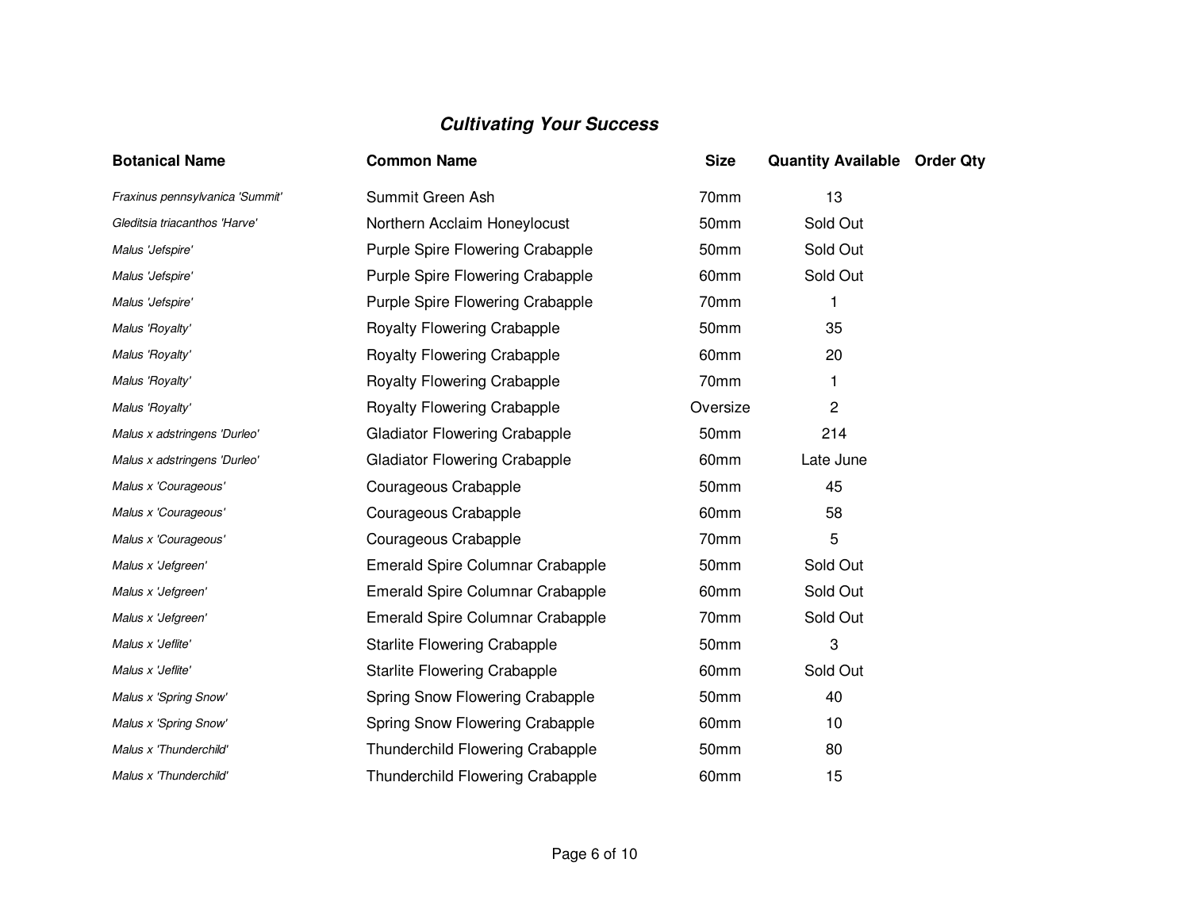### ***Cultivating Your Success***

| Botanical Name | Common Name | Size | Quantity Available | Order Qty |
|---|---|---|---|---|
| *Fraxinus pennsylvanica 'Summit'* | Summit Green Ash | 70mm | 13 | |
| *Gleditsia triacanthos 'Harve'* | Northern Acclaim Honeylocust | 50mm | Sold Out | |
| *Malus 'Jefspire'* | Purple Spire Flowering Crabapple | 50mm | Sold Out | |
| *Malus 'Jefspire'* | Purple Spire Flowering Crabapple | 60mm | Sold Out | |
| *Malus 'Jefspire'* | Purple Spire Flowering Crabapple | 70mm | 1 | |
| *Malus 'Royalty'* | Royalty Flowering Crabapple | 50mm | 35 | |
| *Malus 'Royalty'* | Royalty Flowering Crabapple | 60mm | 20 | |
| *Malus 'Royalty'* | Royalty Flowering Crabapple | 70mm | 1 | |
| *Malus 'Royalty'* | Royalty Flowering Crabapple | Oversize | 2 | |
| *Malus x adstringens 'Durleo'* | Gladiator Flowering Crabapple | 50mm | 214 | |
| *Malus x adstringens 'Durleo'* | Gladiator Flowering Crabapple | 60mm | Late June | |
| *Malus x 'Courageous'* | Courageous Crabapple | 50mm | 45 | |
| *Malus x 'Courageous'* | Courageous Crabapple | 60mm | 58 | |
| *Malus x 'Courageous'* | Courageous Crabapple | 70mm | 5 | |
| *Malus x 'Jefgreen'* | Emerald Spire Columnar Crabapple | 50mm | Sold Out | |
| *Malus x 'Jefgreen'* | Emerald Spire Columnar Crabapple | 60mm | Sold Out | |
| *Malus x 'Jefgreen'* | Emerald Spire Columnar Crabapple | 70mm | Sold Out | |
| *Malus x 'Jeflite'* | Starlite Flowering Crabapple | 50mm | 3 | |
| *Malus x 'Jeflite'* | Starlite Flowering Crabapple | 60mm | Sold Out | |
| *Malus x 'Spring Snow'* | Spring Snow Flowering Crabapple | 50mm | 40 | |
| *Malus x 'Spring Snow'* | Spring Snow Flowering Crabapple | 60mm | 10 | |
| *Malus x 'Thunderchild'* | Thunderchild Flowering Crabapple | 50mm | 80 | |
| *Malus x 'Thunderchild'* | Thunderchild Flowering Crabapple | 60mm | 15 | |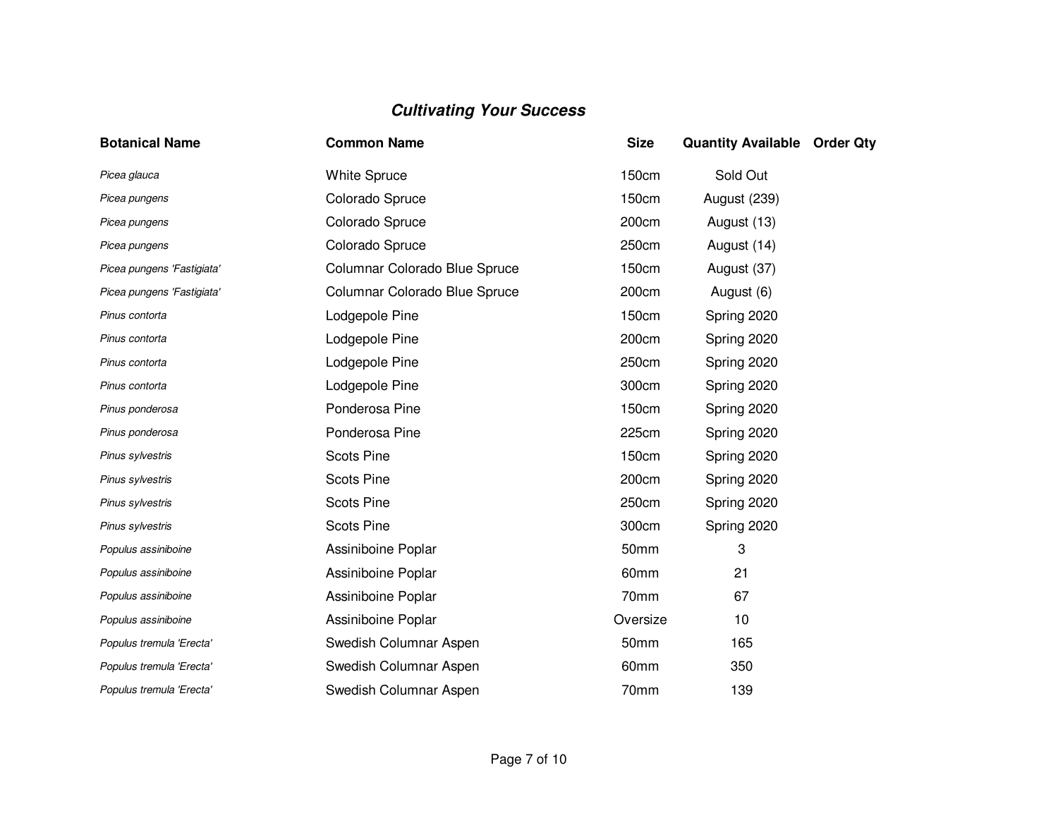### ***Cultivating Your Success***

| Botanical Name | Common Name | Size | Quantity Available | Order Qty |
|---|---|---|---|---|
| *Picea glauca* | White Spruce | 150cm | Sold Out | |
| *Picea pungens* | Colorado Spruce | 150cm | August (239) | |
| *Picea pungens* | Colorado Spruce | 200cm | August (13) | |
| *Picea pungens* | Colorado Spruce | 250cm | August (14) | |
| *Picea pungens 'Fastigiata'* | Columnar Colorado Blue Spruce | 150cm | August (37) | |
| *Picea pungens 'Fastigiata'* | Columnar Colorado Blue Spruce | 200cm | August (6) | |
| *Pinus contorta* | Lodgepole Pine | 150cm | Spring 2020 | |
| *Pinus contorta* | Lodgepole Pine | 200cm | Spring 2020 | |
| *Pinus contorta* | Lodgepole Pine | 250cm | Spring 2020 | |
| *Pinus contorta* | Lodgepole Pine | 300cm | Spring 2020 | |
| *Pinus ponderosa* | Ponderosa Pine | 150cm | Spring 2020 | |
| *Pinus ponderosa* | Ponderosa Pine | 225cm | Spring 2020 | |
| *Pinus sylvestris* | Scots Pine | 150cm | Spring 2020 | |
| *Pinus sylvestris* | Scots Pine | 200cm | Spring 2020 | |
| *Pinus sylvestris* | Scots Pine | 250cm | Spring 2020 | |
| *Pinus sylvestris* | Scots Pine | 300cm | Spring 2020 | |
| *Populus assiniboine* | Assiniboine Poplar | 50mm | 3 | |
| *Populus assiniboine* | Assiniboine Poplar | 60mm | 21 | |
| *Populus assiniboine* | Assiniboine Poplar | 70mm | 67 | |
| *Populus assiniboine* | Assiniboine Poplar | Oversize | 10 | |
| *Populus tremula 'Erecta'* | Swedish Columnar Aspen | 50mm | 165 | |
| *Populus tremula 'Erecta'* | Swedish Columnar Aspen | 60mm | 350 | |
| *Populus tremula 'Erecta'* | Swedish Columnar Aspen | 70mm | 139 | |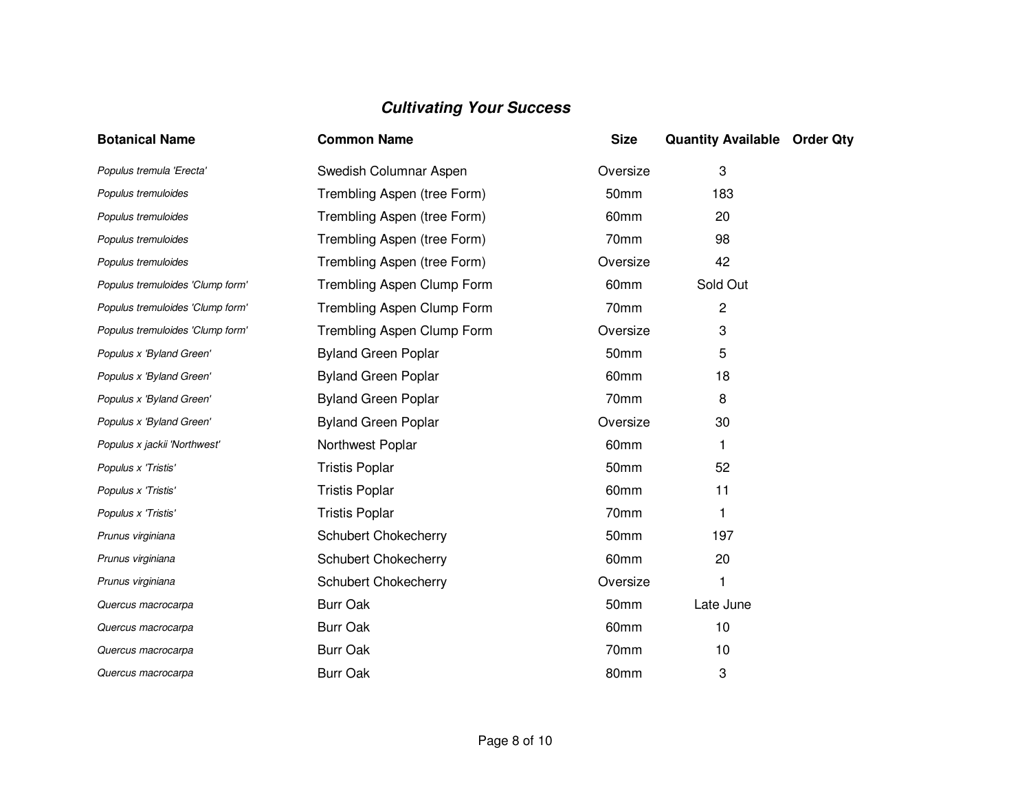## *Cultivating Your Success*

| Botanical Name | Common Name | Size | Quantity Available | Order Qty |
|---|---|---|---|---|
| *Populus tremula 'Erecta'* | Swedish Columnar Aspen | Oversize | 3 | |
| *Populus tremuloides* | Trembling Aspen (tree Form) | 50mm | 183 | |
| *Populus tremuloides* | Trembling Aspen (tree Form) | 60mm | 20 | |
| *Populus tremuloides* | Trembling Aspen (tree Form) | 70mm | 98 | |
| *Populus tremuloides* | Trembling Aspen (tree Form) | Oversize | 42 | |
| *Populus tremuloides 'Clump form'* | Trembling Aspen Clump Form | 60mm | Sold Out | |
| *Populus tremuloides 'Clump form'* | Trembling Aspen Clump Form | 70mm | 2 | |
| *Populus tremuloides 'Clump form'* | Trembling Aspen Clump Form | Oversize | 3 | |
| *Populus x 'Byland Green'* | Byland Green Poplar | 50mm | 5 | |
| *Populus x 'Byland Green'* | Byland Green Poplar | 60mm | 18 | |
| *Populus x 'Byland Green'* | Byland Green Poplar | 70mm | 8 | |
| *Populus x 'Byland Green'* | Byland Green Poplar | Oversize | 30 | |
| *Populus x jackii 'Northwest'* | Northwest Poplar | 60mm | 1 | |
| *Populus x 'Tristis'* | Tristis Poplar | 50mm | 52 | |
| *Populus x 'Tristis'* | Tristis Poplar | 60mm | 11 | |
| *Populus x 'Tristis'* | Tristis Poplar | 70mm | 1 | |
| *Prunus virginiana* | Schubert Chokecherry | 50mm | 197 | |
| *Prunus virginiana* | Schubert Chokecherry | 60mm | 20 | |
| *Prunus virginiana* | Schubert Chokecherry | Oversize | 1 | |
| *Quercus macrocarpa* | Burr Oak | 50mm | Late June | |
| *Quercus macrocarpa* | Burr Oak | 60mm | 10 | |
| *Quercus macrocarpa* | Burr Oak | 70mm | 10 | |
| *Quercus macrocarpa* | Burr Oak | 80mm | 3 | |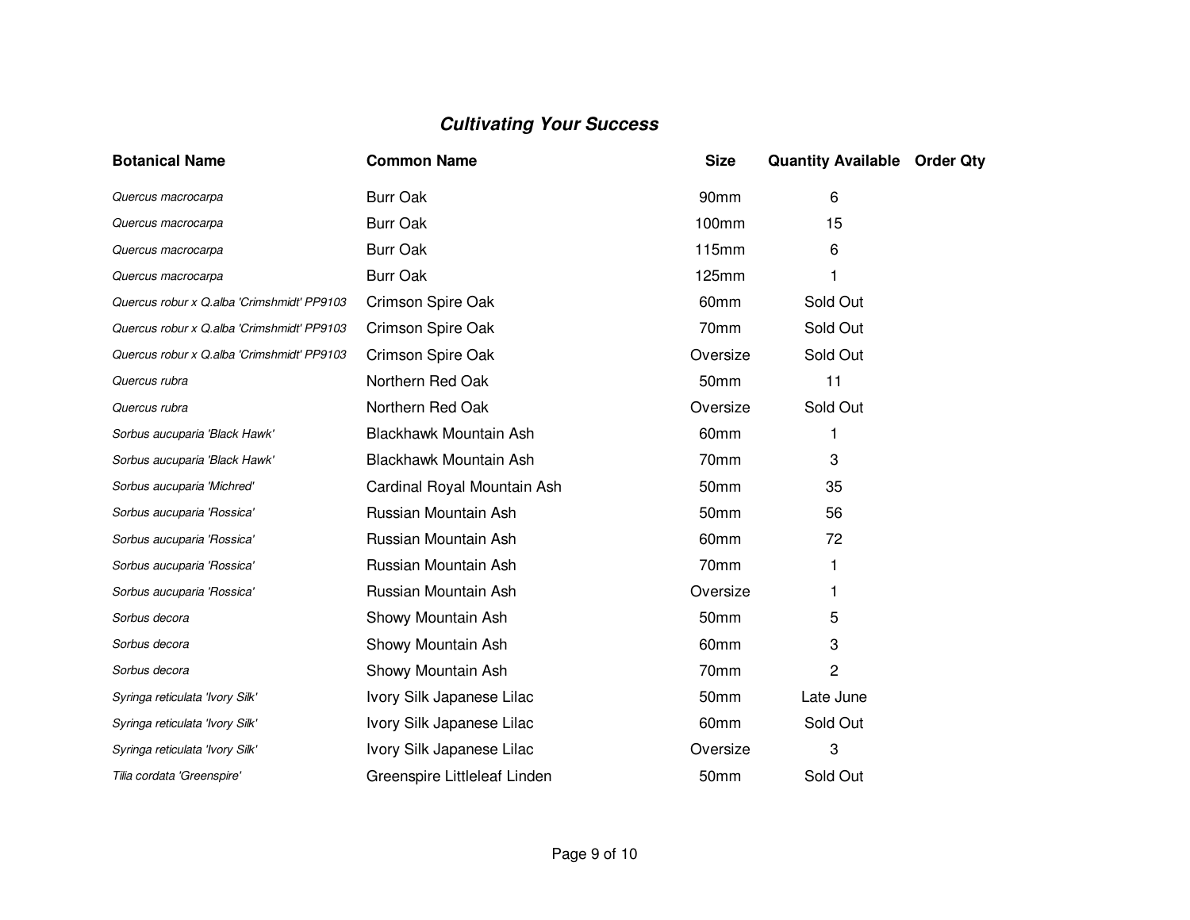## *Cultivating Your Success*

| Botanical Name | Common Name | Size | Quantity Available | Order Qty |
|---|---|---|---|---|
| *Quercus macrocarpa* | Burr Oak | 90mm | 6 | |
| *Quercus macrocarpa* | Burr Oak | 100mm | 15 | |
| *Quercus macrocarpa* | Burr Oak | 115mm | 6 | |
| *Quercus macrocarpa* | Burr Oak | 125mm | 1 | |
| *Quercus robur x Q.alba 'Crimshmidt' PP9103* | Crimson Spire Oak | 60mm | Sold Out | |
| *Quercus robur x Q.alba 'Crimshmidt' PP9103* | Crimson Spire Oak | 70mm | Sold Out | |
| *Quercus robur x Q.alba 'Crimshmidt' PP9103* | Crimson Spire Oak | Oversize | Sold Out | |
| *Quercus rubra* | Northern Red Oak | 50mm | 11 | |
| *Quercus rubra* | Northern Red Oak | Oversize | Sold Out | |
| *Sorbus aucuparia 'Black Hawk'* | Blackhawk Mountain Ash | 60mm | 1 | |
| *Sorbus aucuparia 'Black Hawk'* | Blackhawk Mountain Ash | 70mm | 3 | |
| *Sorbus aucuparia 'Michred'* | Cardinal Royal Mountain Ash | 50mm | 35 | |
| *Sorbus aucuparia 'Rossica'* | Russian Mountain Ash | 50mm | 56 | |
| *Sorbus aucuparia 'Rossica'* | Russian Mountain Ash | 60mm | 72 | |
| *Sorbus aucuparia 'Rossica'* | Russian Mountain Ash | 70mm | 1 | |
| *Sorbus aucuparia 'Rossica'* | Russian Mountain Ash | Oversize | 1 | |
| *Sorbus decora* | Showy Mountain Ash | 50mm | 5 | |
| *Sorbus decora* | Showy Mountain Ash | 60mm | 3 | |
| *Sorbus decora* | Showy Mountain Ash | 70mm | 2 | |
| *Syringa reticulata 'Ivory Silk'* | Ivory Silk Japanese Lilac | 50mm | Late June | |
| *Syringa reticulata 'Ivory Silk'* | Ivory Silk Japanese Lilac | 60mm | Sold Out | |
| *Syringa reticulata 'Ivory Silk'* | Ivory Silk Japanese Lilac | Oversize | 3 | |
| *Tilia cordata 'Greenspire'* | Greenspire Littleleaf Linden | 50mm | Sold Out | |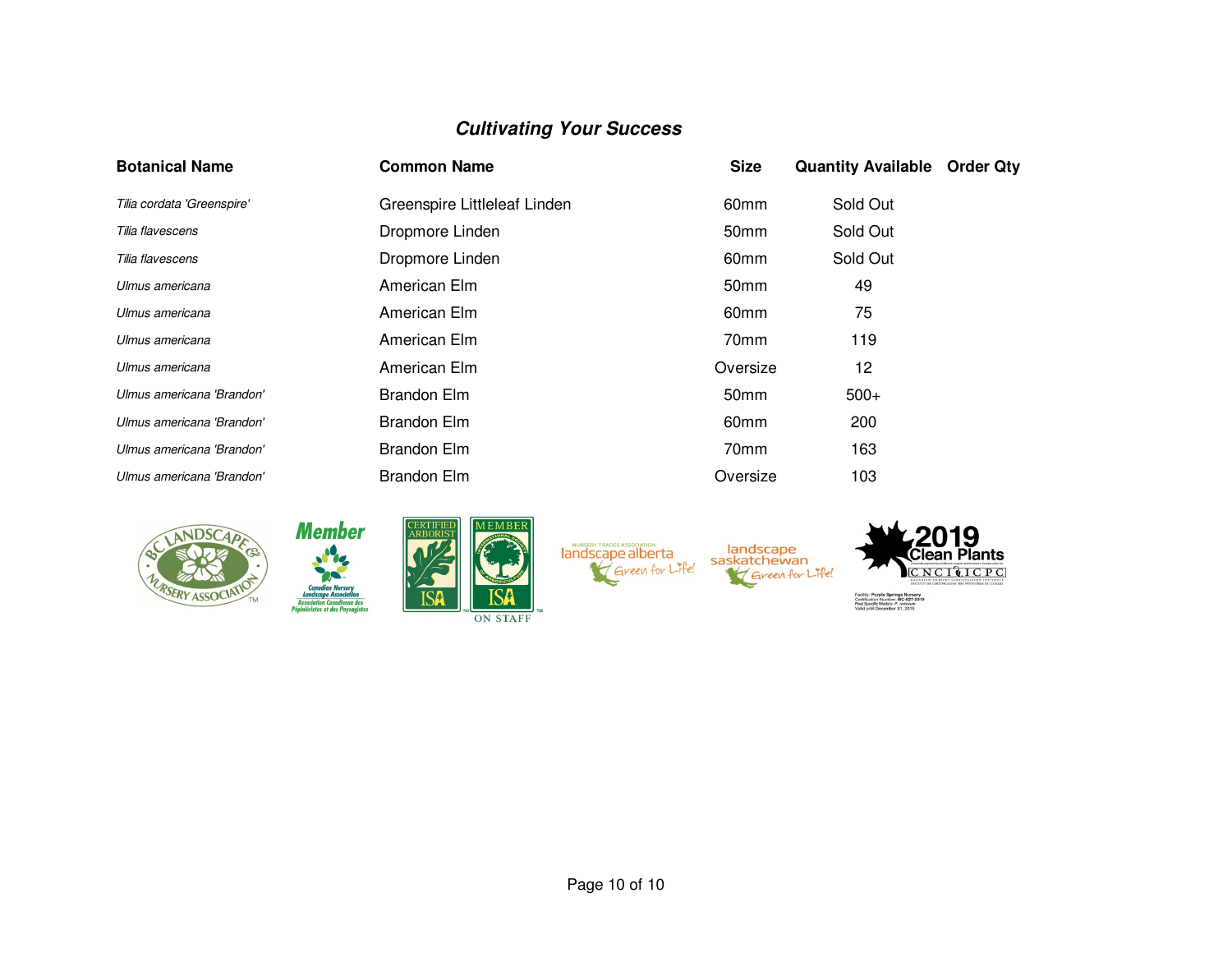***Cultivating Your Success***

| Botanical Name | Common Name | Size | Quantity Available | Order Qty |
|---|---|---|---|---|
| *Tilia cordata 'Greenspire'* | Greenspire Littleleaf Linden | 60mm | Sold Out | |
| *Tilia flavescens* | Dropmore Linden | 50mm | Sold Out | |
| *Tilia flavescens* | Dropmore Linden | 60mm | Sold Out | |
| *Ulmus americana* | American Elm | 50mm | 49 | |
| *Ulmus americana* | American Elm | 60mm | 75 | |
| *Ulmus americana* | American Elm | 70mm | 119 | |
| *Ulmus americana* | American Elm | Oversize | 12 | |
| *Ulmus americana 'Brandon'* | Brandon Elm | 50mm | 500+ | |
| *Ulmus americana 'Brandon'* | Brandon Elm | 60mm | 200 | |
| *Ulmus americana 'Brandon'* | Brandon Elm | 70mm | 163 | |
| *Ulmus americana 'Brandon'* | Brandon Elm | Oversize | 103 | |